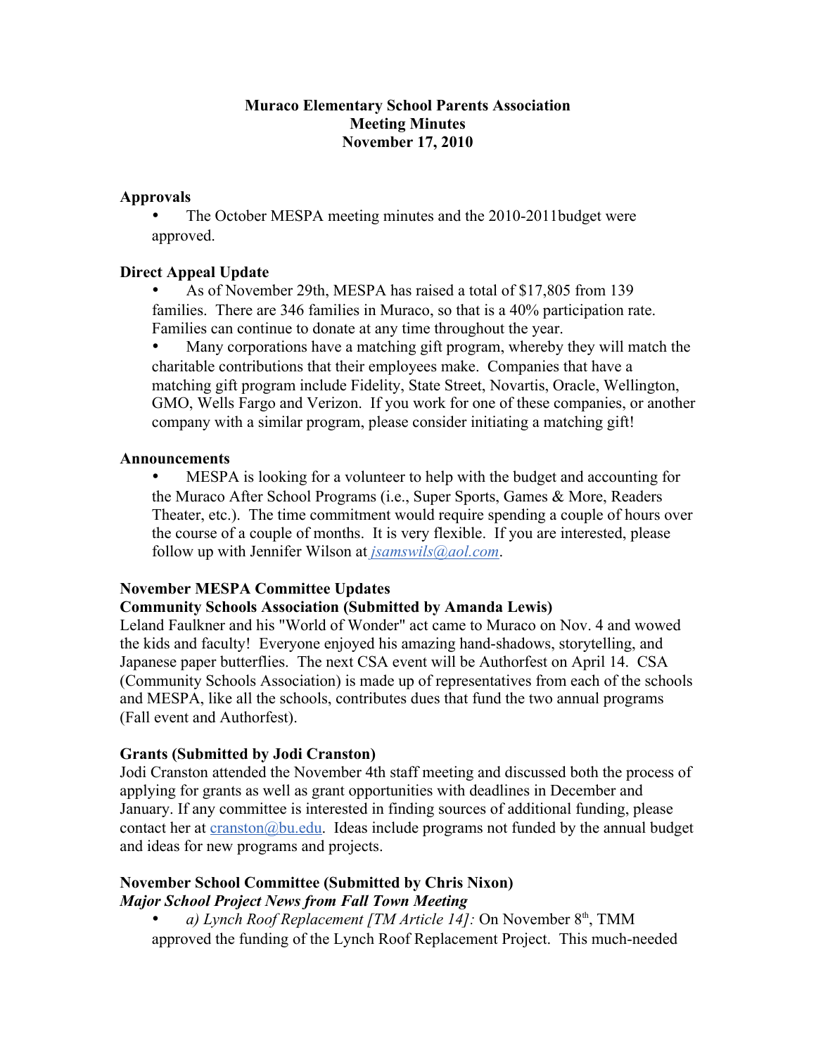# Muraco Elementary School Parents Association
## Meeting Minutes
## November 17, 2010

### Approvals

- The October MESPA meeting minutes and the 2010-2011budget were approved.

### Direct Appeal Update

- As of November 29th, MESPA has raised a total of $17,805 from 139 families. There are 346 families in Muraco, so that is a 40% participation rate. Families can continue to donate at any time throughout the year.
- Many corporations have a matching gift program, whereby they will match the charitable contributions that their employees make. Companies that have a matching gift program include Fidelity, State Street, Novartis, Oracle, Wellington, GMO, Wells Fargo and Verizon. If you work for one of these companies, or another company with a similar program, please consider initiating a matching gift!

### Announcements

- MESPA is looking for a volunteer to help with the budget and accounting for the Muraco After School Programs (i.e., Super Sports, Games & More, Readers Theater, etc.). The time commitment would require spending a couple of hours over the course of a couple of months. It is very flexible. If you are interested, please follow up with Jennifer Wilson at *jsamswils@aol.com*.

### November MESPA Committee Updates

### Community Schools Association (Submitted by Amanda Lewis)

Leland Faulkner and his "World of Wonder" act came to Muraco on Nov. 4 and wowed the kids and faculty! Everyone enjoyed his amazing hand-shadows, storytelling, and Japanese paper butterflies. The next CSA event will be Authorfest on April 14. CSA (Community Schools Association) is made up of representatives from each of the schools and MESPA, like all the schools, contributes dues that fund the two annual programs (Fall event and Authorfest).

### Grants (Submitted by Jodi Cranston)

Jodi Cranston attended the November 4th staff meeting and discussed both the process of applying for grants as well as grant opportunities with deadlines in December and January. If any committee is interested in finding sources of additional funding, please contact her at cranston@bu.edu. Ideas include programs not funded by the annual budget and ideas for new programs and projects.

### November School Committee (Submitted by Chris Nixon)

***Major School Project News from Fall Town Meeting***

- *a) Lynch Roof Replacement [TM Article 14]:* On November 8th, TMM approved the funding of the Lynch Roof Replacement Project. This much-needed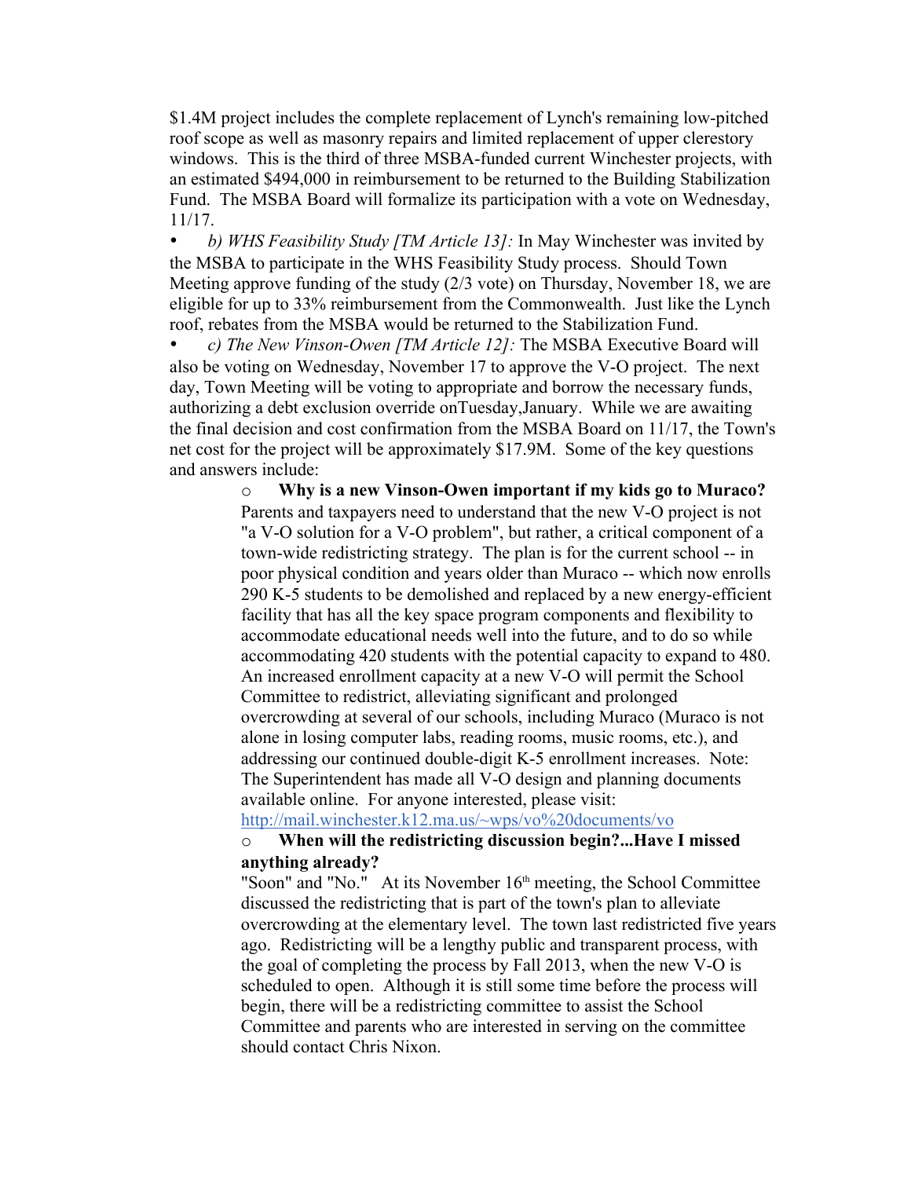$1.4M project includes the complete replacement of Lynch's remaining low-pitched roof scope as well as masonry repairs and limited replacement of upper clerestory windows. This is the third of three MSBA-funded current Winchester projects, with an estimated $494,000 in reimbursement to be returned to the Building Stabilization Fund. The MSBA Board will formalize its participation with a vote on Wednesday, 11/17.

- *b) WHS Feasibility Study [TM Article 13]:* In May Winchester was invited by the MSBA to participate in the WHS Feasibility Study process. Should Town Meeting approve funding of the study (2/3 vote) on Thursday, November 18, we are eligible for up to 33% reimbursement from the Commonwealth. Just like the Lynch roof, rebates from the MSBA would be returned to the Stabilization Fund.
- *c) The New Vinson-Owen [TM Article 12]:* The MSBA Executive Board will also be voting on Wednesday, November 17 to approve the V-O project. The next day, Town Meeting will be voting to appropriate and borrow the necessary funds, authorizing a debt exclusion override onTuesday,January. While we are awaiting the final decision and cost confirmation from the MSBA Board on 11/17, the Town's net cost for the project will be approximately $17.9M. Some of the key questions and answers include:
  - **Why is a new Vinson-Owen important if my kids go to Muraco?** Parents and taxpayers need to understand that the new V-O project is not "a V-O solution for a V-O problem", but rather, a critical component of a town-wide redistricting strategy. The plan is for the current school -- in poor physical condition and years older than Muraco -- which now enrolls 290 K-5 students to be demolished and replaced by a new energy-efficient facility that has all the key space program components and flexibility to accommodate educational needs well into the future, and to do so while accommodating 420 students with the potential capacity to expand to 480. An increased enrollment capacity at a new V-O will permit the School Committee to redistrict, alleviating significant and prolonged overcrowding at several of our schools, including Muraco (Muraco is not alone in losing computer labs, reading rooms, music rooms, etc.), and addressing our continued double-digit K-5 enrollment increases. Note: The Superintendent has made all V-O design and planning documents available online. For anyone interested, please visit: http://mail.winchester.k12.ma.us/~wps/vo%20documents/vo
  - **When will the redistricting discussion begin?...Have I missed anything already?** "Soon" and "No." At its November 16th meeting, the School Committee discussed the redistricting that is part of the town's plan to alleviate overcrowding at the elementary level. The town last redistricted five years ago. Redistricting will be a lengthy public and transparent process, with the goal of completing the process by Fall 2013, when the new V-O is scheduled to open. Although it is still some time before the process will begin, there will be a redistricting committee to assist the School Committee and parents who are interested in serving on the committee should contact Chris Nixon.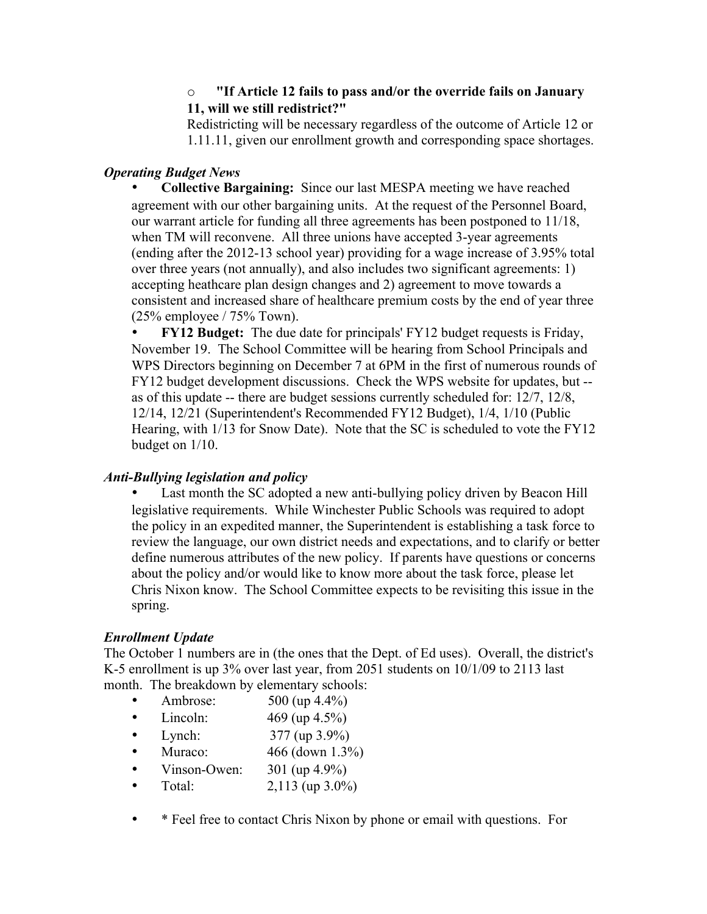- **"If Article 12 fails to pass and/or the override fails on January 11, will we still redistrict?"**
  Redistricting will be necessary regardless of the outcome of Article 12 or 1.11.11, given our enrollment growth and corresponding space shortages.

***Operating Budget News***

- **Collective Bargaining:** Since our last MESPA meeting we have reached agreement with our other bargaining units. At the request of the Personnel Board, our warrant article for funding all three agreements has been postponed to 11/18, when TM will reconvene. All three unions have accepted 3-year agreements (ending after the 2012-13 school year) providing for a wage increase of 3.95% total over three years (not annually), and also includes two significant agreements: 1) accepting heathcare plan design changes and 2) agreement to move towards a consistent and increased share of healthcare premium costs by the end of year three (25% employee / 75% Town).
- **FY12 Budget:** The due date for principals' FY12 budget requests is Friday, November 19. The School Committee will be hearing from School Principals and WPS Directors beginning on December 7 at 6PM in the first of numerous rounds of FY12 budget development discussions. Check the WPS website for updates, but -- as of this update -- there are budget sessions currently scheduled for: 12/7, 12/8, 12/14, 12/21 (Superintendent's Recommended FY12 Budget), 1/4, 1/10 (Public Hearing, with 1/13 for Snow Date). Note that the SC is scheduled to vote the FY12 budget on 1/10.

***Anti-Bullying legislation and policy***

- Last month the SC adopted a new anti-bullying policy driven by Beacon Hill legislative requirements. While Winchester Public Schools was required to adopt the policy in an expedited manner, the Superintendent is establishing a task force to review the language, our own district needs and expectations, and to clarify or better define numerous attributes of the new policy. If parents have questions or concerns about the policy and/or would like to know more about the task force, please let Chris Nixon know. The School Committee expects to be revisiting this issue in the spring.

***Enrollment Update***

The October 1 numbers are in (the ones that the Dept. of Ed uses). Overall, the district's K-5 enrollment is up 3% over last year, from 2051 students on 10/1/09 to 2113 last month. The breakdown by elementary schools:

- Ambrose: 500 (up 4.4%)
- Lincoln: 469 (up 4.5%)
- Lynch: 377 (up 3.9%)
- Muraco: 466 (down 1.3%)
- Vinson-Owen: 301 (up 4.9%)
- Total: 2,113 (up 3.0%)

- * Feel free to contact Chris Nixon by phone or email with questions. For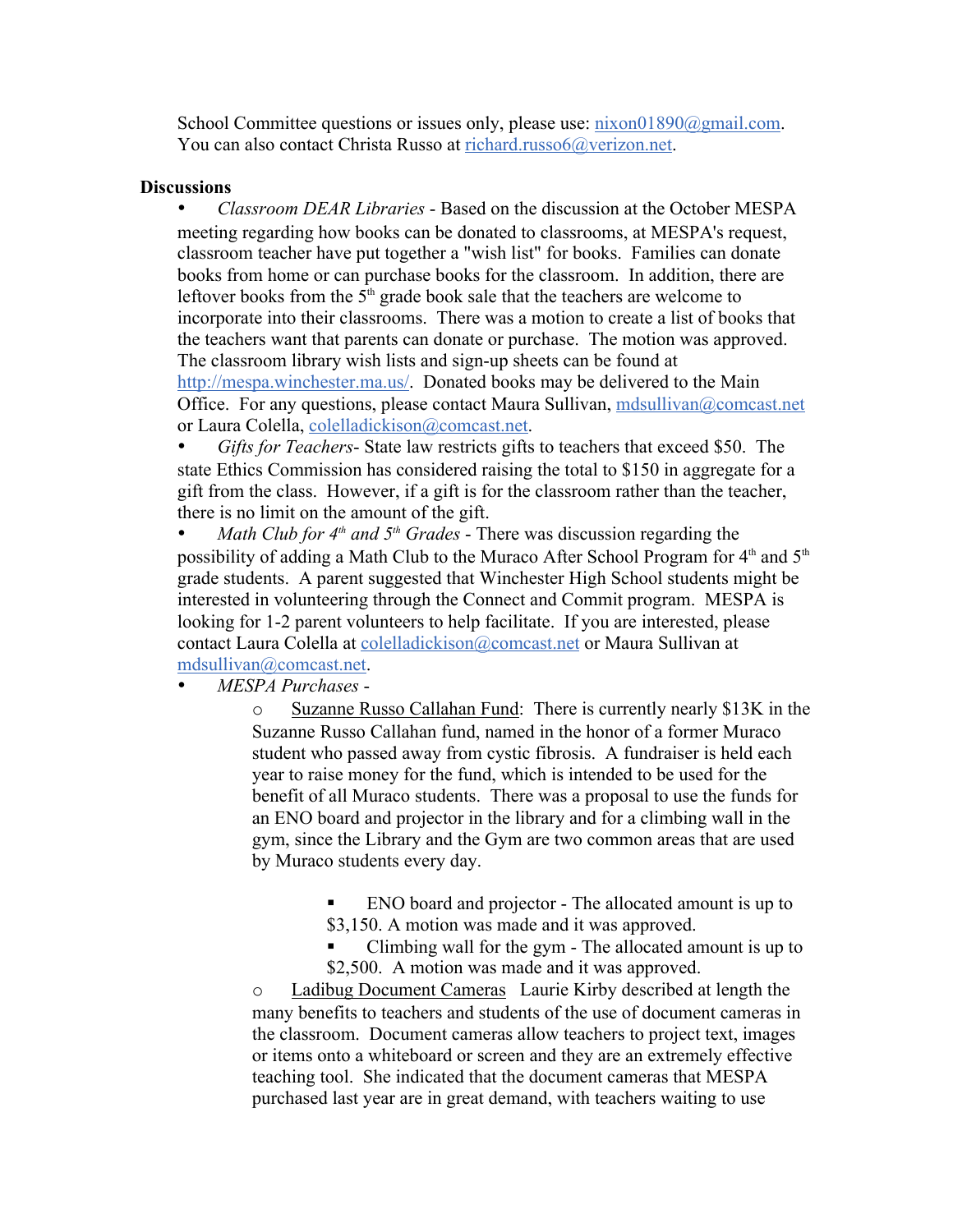School Committee questions or issues only, please use: nixon01890@gmail.com. You can also contact Christa Russo at richard.russo6@verizon.net.

**Discussions**

- *Classroom DEAR Libraries* - Based on the discussion at the October MESPA meeting regarding how books can be donated to classrooms, at MESPA's request, classroom teacher have put together a "wish list" for books. Families can donate books from home or can purchase books for the classroom. In addition, there are leftover books from the 5th grade book sale that the teachers are welcome to incorporate into their classrooms. There was a motion to create a list of books that the teachers want that parents can donate or purchase. The motion was approved. The classroom library wish lists and sign-up sheets can be found at http://mespa.winchester.ma.us/. Donated books may be delivered to the Main Office. For any questions, please contact Maura Sullivan, mdsullivan@comcast.net or Laura Colella, colelladickison@comcast.net.
- *Gifts for Teachers*- State law restricts gifts to teachers that exceed $50. The state Ethics Commission has considered raising the total to $150 in aggregate for a gift from the class. However, if a gift is for the classroom rather than the teacher, there is no limit on the amount of the gift.
- *Math Club for 4th and 5th Grades* - There was discussion regarding the possibility of adding a Math Club to the Muraco After School Program for 4th and 5th grade students. A parent suggested that Winchester High School students might be interested in volunteering through the Connect and Commit program. MESPA is looking for 1-2 parent volunteers to help facilitate. If you are interested, please contact Laura Colella at colelladickison@comcast.net or Maura Sullivan at mdsullivan@comcast.net.
- *MESPA Purchases* -
  - Suzanne Russo Callahan Fund: There is currently nearly $13K in the Suzanne Russo Callahan fund, named in the honor of a former Muraco student who passed away from cystic fibrosis. A fundraiser is held each year to raise money for the fund, which is intended to be used for the benefit of all Muraco students. There was a proposal to use the funds for an ENO board and projector in the library and for a climbing wall in the gym, since the Library and the Gym are two common areas that are used by Muraco students every day.
    - ENO board and projector - The allocated amount is up to $3,150. A motion was made and it was approved.
    - Climbing wall for the gym - The allocated amount is up to $2,500. A motion was made and it was approved.
  - Ladibug Document Cameras Laurie Kirby described at length the many benefits to teachers and students of the use of document cameras in the classroom. Document cameras allow teachers to project text, images or items onto a whiteboard or screen and they are an extremely effective teaching tool. She indicated that the document cameras that MESPA purchased last year are in great demand, with teachers waiting to use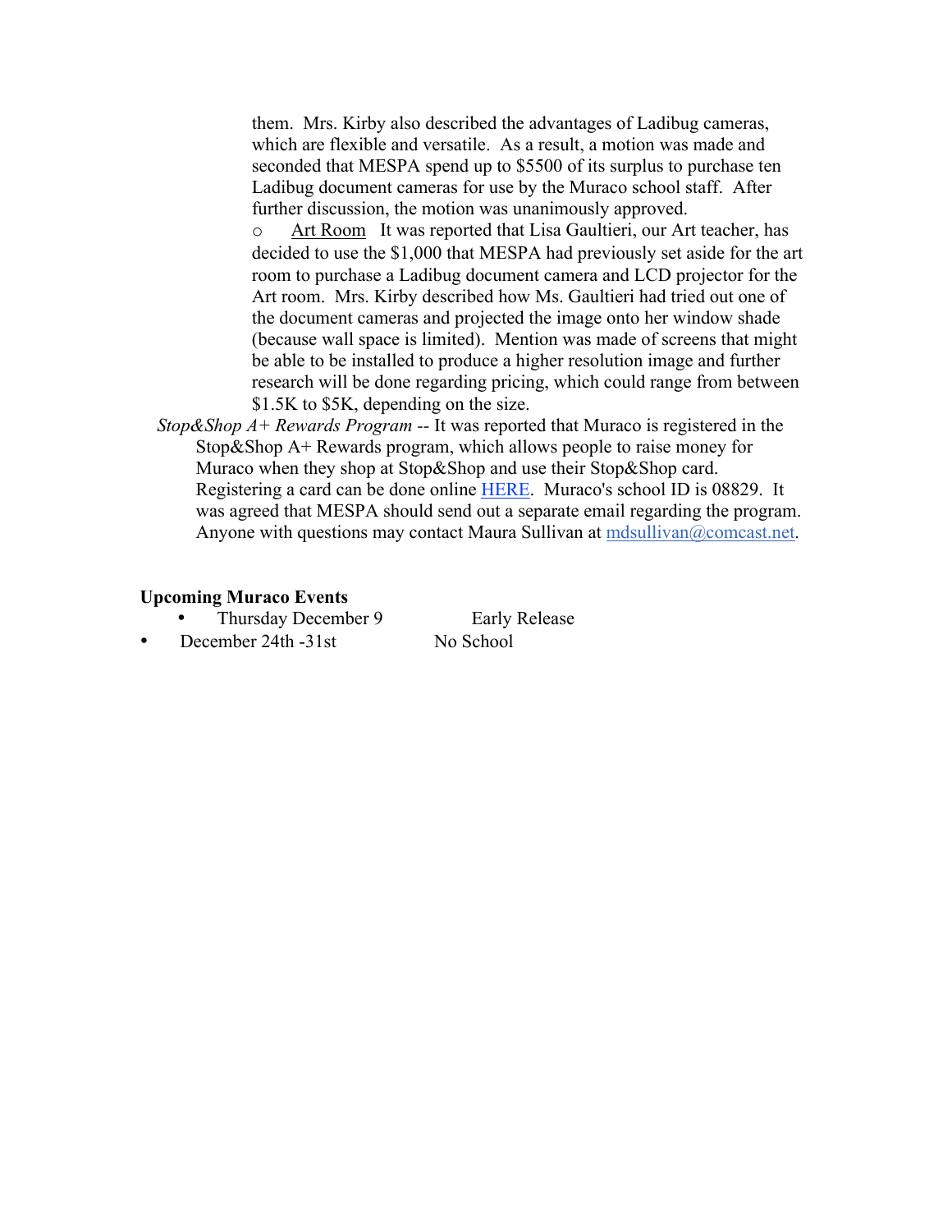them. Mrs. Kirby also described the advantages of Ladibug cameras, which are flexible and versatile. As a result, a motion was made and seconded that MESPA spend up to $5500 of its surplus to purchase ten Ladibug document cameras for use by the Muraco school staff. After further discussion, the motion was unanimously approved.

- Art Room It was reported that Lisa Gaultieri, our Art teacher, has decided to use the $1,000 that MESPA had previously set aside for the art room to purchase a Ladibug document camera and LCD projector for the Art room. Mrs. Kirby described how Ms. Gaultieri had tried out one of the document cameras and projected the image onto her window shade (because wall space is limited). Mention was made of screens that might be able to be installed to produce a higher resolution image and further research will be done regarding pricing, which could range from between $1.5K to $5K, depending on the size.

*Stop&Shop A+ Rewards Program --* It was reported that Muraco is registered in the Stop&Shop A+ Rewards program, which allows people to raise money for Muraco when they shop at Stop&Shop and use their Stop&Shop card. Registering a card can be done online HERE. Muraco's school ID is 08829. It was agreed that MESPA should send out a separate email regarding the program. Anyone with questions may contact Maura Sullivan at mdsullivan@comcast.net.

**Upcoming Muraco Events**

- Thursday December 9 — Early Release
- December 24th -31st — No School